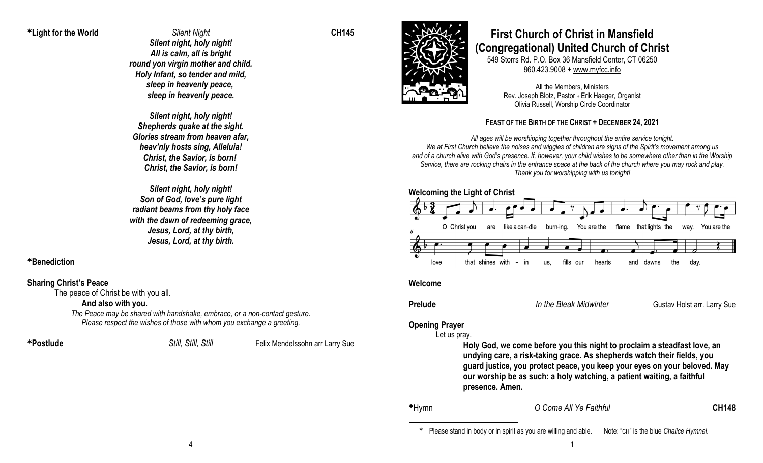**\*Light for the World** *Silent Night* **CH145**

***Silent night, holy night!***
***All is calm, all is bright***
***round yon virgin mother and child.***
***Holy Infant, so tender and mild,***
***sleep in heavenly peace,***
***sleep in heavenly peace.***

***Silent night, holy night!***
***Shepherds quake at the sight.***
***Glories stream from heaven afar,***
***heav'nly hosts sing, Alleluia!***
***Christ, the Savior, is born!***
***Christ, the Savior, is born!***

***Silent night, holy night!***
***Son of God, love's pure light***
***radiant beams from thy holy face***
***with the dawn of redeeming grace,***
***Jesus, Lord, at thy birth,***
***Jesus, Lord, at thy birth.***

**\*Benediction**

**Sharing Christ's Peace**

The peace of Christ be with you all.

**And also with you.**

*The Peace may be shared with handshake, embrace, or a non-contact gesture. Please respect the wishes of those with whom you exchange a greeting.*

**\*Postlude** *Still, Still, Still* Felix Mendelssohn arr Larry Sue

# First Church of Christ in Mansfield (Congregational) United Church of Christ

549 Storrs Rd. P.O. Box 36 Mansfield Center, CT 06250
860.423.9008 + www.myfcc.info

All the Members, Ministers
Rev. Joseph Blotz, Pastor + Erik Haeger, Organist
Olivia Russell, Worship Circle Coordinator

**FEAST OF THE BIRTH OF THE CHRIST + DECEMBER 24, 2021**

*All ages will be worshipping together throughout the entire service tonight. We at First Church believe the noises and wiggles of children are signs of the Spirit's movement among us and of a church alive with God's presence. If, however, your child wishes to be somewhere other than in the Worship Service, there are rocking chairs in the entrance space at the back of the church where you may rock and play. Thank you for worshipping with us tonight!*

**Welcoming the Light of Christ**

O Christ you are like a candle burning. You are the flame that lights the way. You are the love that shines within us, fills our hearts and dawns the day.

**Welcome**

**Prelude** *In the Bleak Midwinter* Gustav Holst arr. Larry Sue

**Opening Prayer**

Let us pray.

**Holy God, we come before you this night to proclaim a steadfast love, an undying care, a risk-taking grace. As shepherds watch their fields, you guard justice, you protect peace, you keep your eyes on your beloved. May our worship be as such: a holy watching, a patient waiting, a faithful presence. Amen.**

**\***Hymn *O Come All Ye Faithful* **CH148**

\* Please stand in body or in spirit as you are willing and able. Note: "CH" is the blue *Chalice Hymnal.*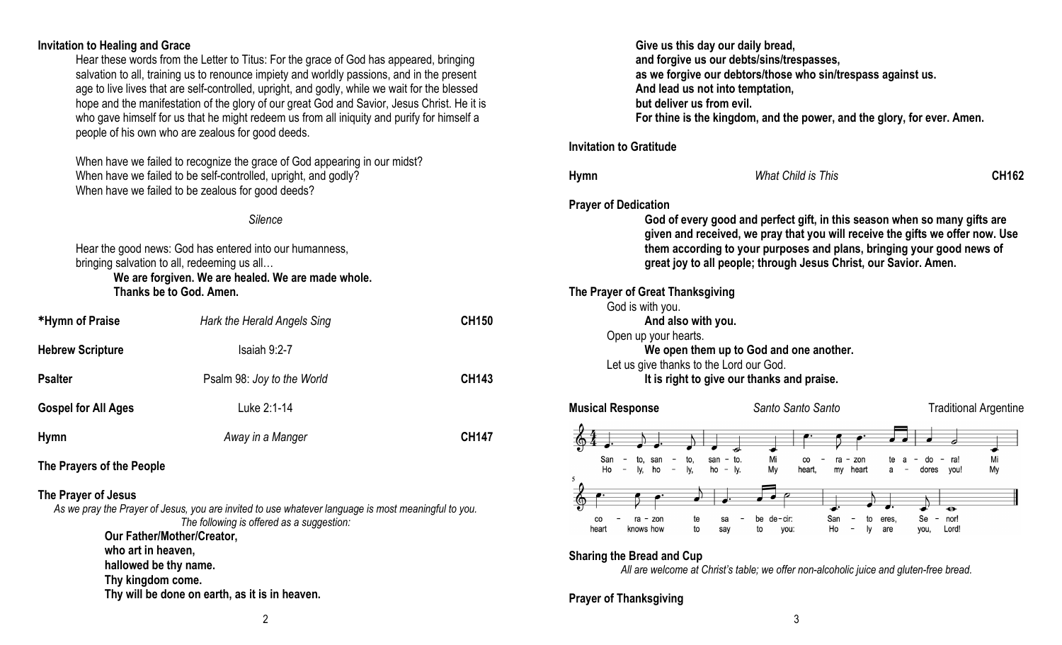**Invitation to Healing and Grace**

Hear these words from the Letter to Titus: For the grace of God has appeared, bringing salvation to all, training us to renounce impiety and worldly passions, and in the present age to live lives that are self-controlled, upright, and godly, while we wait for the blessed hope and the manifestation of the glory of our great God and Savior, Jesus Christ. He it is who gave himself for us that he might redeem us from all iniquity and purify for himself a people of his own who are zealous for good deeds.

When have we failed to recognize the grace of God appearing in our midst?
When have we failed to be self-controlled, upright, and godly?
When have we failed to be zealous for good deeds?

*Silence*

Hear the good news: God has entered into our humanness,
bringing salvation to all, redeeming us all…

**We are forgiven. We are healed. We are made whole.**
**Thanks be to God. Amen.**

| | | |
|---|---|---|
| **\*Hymn of Praise** | *Hark the Herald Angels Sing* | **CH150** |
| **Hebrew Scripture** | Isaiah 9:2-7 | |
| **Psalter** | Psalm 98: *Joy to the World* | **CH143** |
| **Gospel for All Ages** | Luke 2:1-14 | |
| **Hymn** | *Away in a Manger* | **CH147** |

**The Prayers of the People**

**The Prayer of Jesus**

*As we pray the Prayer of Jesus, you are invited to use whatever language is most meaningful to you. The following is offered as a suggestion:*

**Our Father/Mother/Creator,**
**who art in heaven,**
**hallowed be thy name.**
**Thy kingdom come.**
**Thy will be done on earth, as it is in heaven.**
**Give us this day our daily bread,**
**and forgive us our debts/sins/trespasses,**
**as we forgive our debtors/those who sin/trespass against us.**
**And lead us not into temptation,**
**but deliver us from evil.**
**For thine is the kingdom, and the power, and the glory, for ever. Amen.**

**Invitation to Gratitude**

| | | |
|---|---|---|
| **Hymn** | *What Child is This* | **CH162** |

**Prayer of Dedication**

**God of every good and perfect gift, in this season when so many gifts are given and received, we pray that you will receive the gifts we offer now. Use them according to your purposes and plans, bringing your good news of great joy to all people; through Jesus Christ, our Savior. Amen.**

**The Prayer of Great Thanksgiving**

God is with you.
**And also with you.**
Open up your hearts.
**We open them up to God and one another.**
Let us give thanks to the Lord our God.
**It is right to give our thanks and praise.**

| | | |
|---|---|---|
| **Musical Response** | *Santo Santo Santo* | Traditional Argentine |

San - to, san - to, san - to. Mi co - ra - zon te a - do - ra! Mi co - ra - zon te sa - be de - cir: San - to eres, Se - nor!

Ho - ly, ho - ly, ho - ly. My heart, my heart a - dores you! My heart knows how to say to you: Ho - ly are you, Lord!

**Sharing the Bread and Cup**

*All are welcome at Christ's table; we offer non-alcoholic juice and gluten-free bread.*

**Prayer of Thanksgiving**